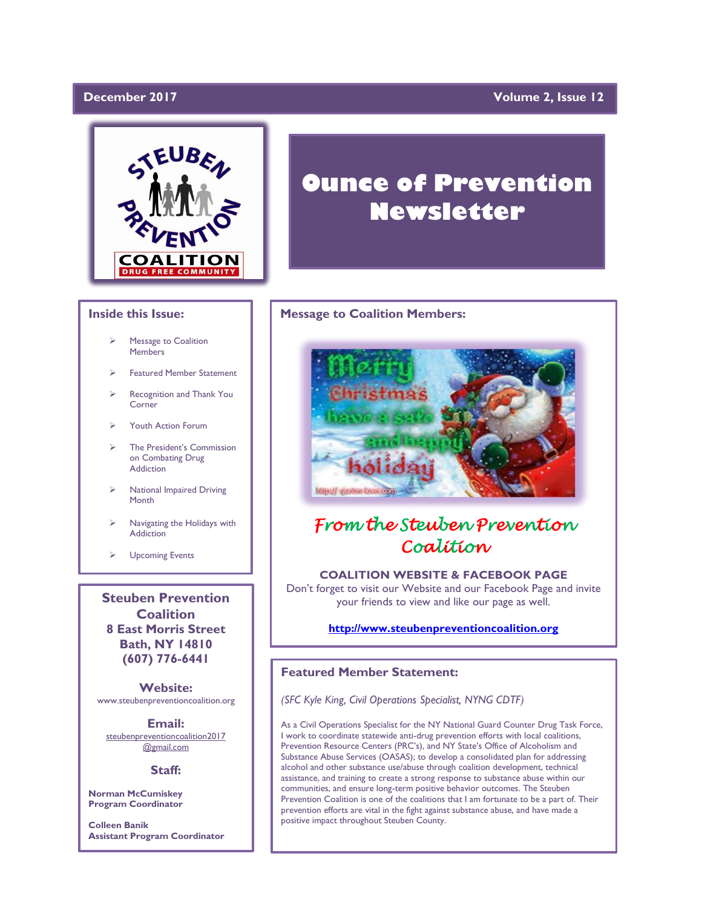December 2017 | Volume 2, Issue 12

STEUBEN PREVENTION COALITION
DRUG FREE COMMUNITY

# Ounce of Prevention Newsletter

## Inside this Issue:

- Message to Coalition Members
- Featured Member Statement
- Recognition and Thank You Corner
- Youth Action Forum
- The President's Commission on Combating Drug Addiction
- National Impaired Driving Month
- Navigating the Holidays with Addiction
- Upcoming Events

**Steuben Prevention Coalition**
**8 East Morris Street**
**Bath, NY 14810**
**(607) 776-6441**

**Website:**
www.steubenpreventioncoalition.org

**Email:**
steubenpreventioncoalition2017@gmail.com

**Staff:**

**Norman McCumiskey**
**Program Coordinator**

**Colleen Banik**
**Assistant Program Coordinator**

## Message to Coalition Members:

Merry Christmas have a safe and happy holiday

*From the Steuben Prevention Coalition*

**COALITION WEBSITE & FACEBOOK PAGE**

Don't forget to visit our Website and our Facebook Page and invite your friends to view and like our page as well.

**http://www.steubenpreventioncoalition.org**

## Featured Member Statement:

*(SFC Kyle King, Civil Operations Specialist, NYNG CDTF)*

As a Civil Operations Specialist for the NY National Guard Counter Drug Task Force, I work to coordinate statewide anti-drug prevention efforts with local coalitions, Prevention Resource Centers (PRC's), and NY State's Office of Alcoholism and Substance Abuse Services (OASAS); to develop a consolidated plan for addressing alcohol and other substance use/abuse through coalition development, technical assistance, and training to create a strong response to substance abuse within our communities, and ensure long-term positive behavior outcomes. The Steuben Prevention Coalition is one of the coalitions that I am fortunate to be a part of. Their prevention efforts are vital in the fight against substance abuse, and have made a positive impact throughout Steuben County.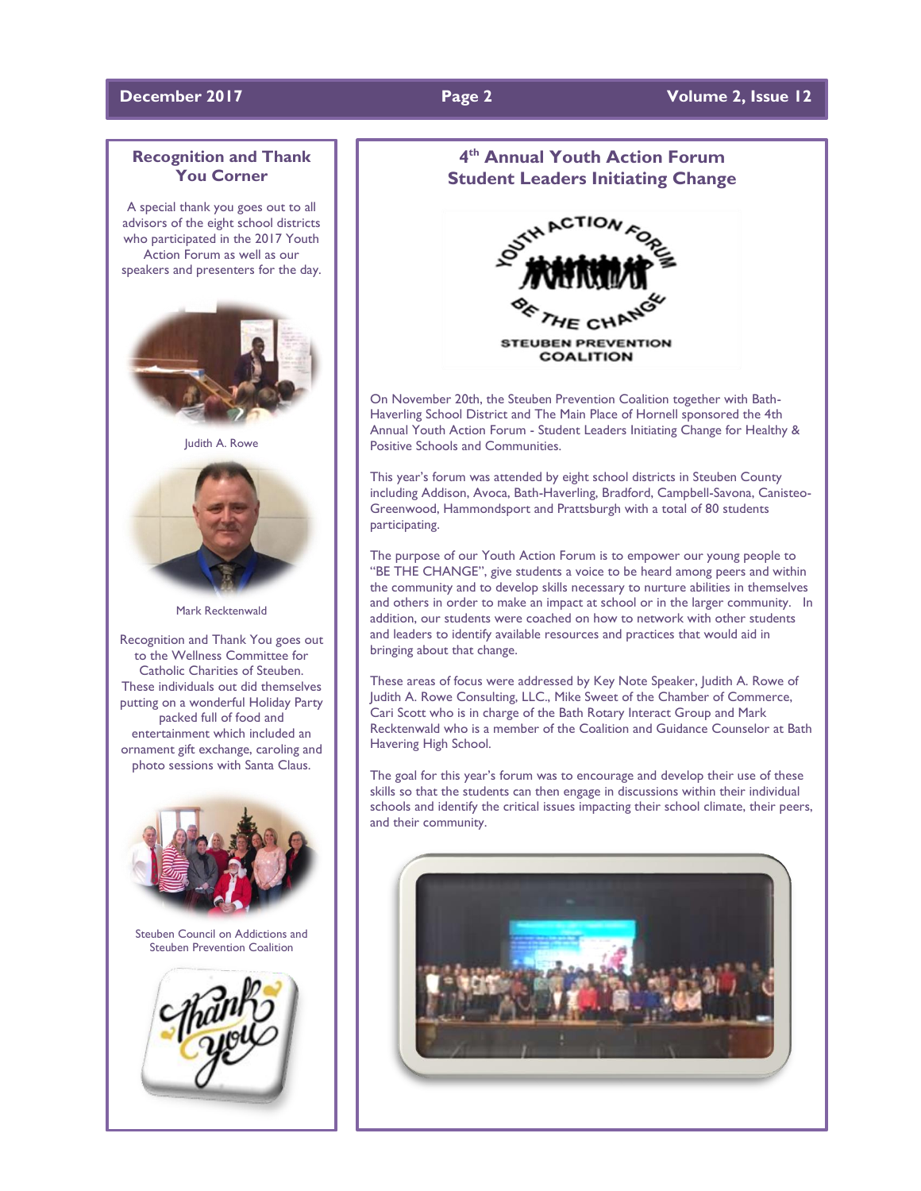## Recognition and Thank You Corner

A special thank you goes out to all advisors of the eight school districts who participated in the 2017 Youth Action Forum as well as our speakers and presenters for the day.

Judith A. Rowe

Mark Recktenwald

Recognition and Thank You goes out to the Wellness Committee for Catholic Charities of Steuben. These individuals out did themselves putting on a wonderful Holiday Party packed full of food and entertainment which included an ornament gift exchange, caroling and photo sessions with Santa Claus.

Steuben Council on Addictions and Steuben Prevention Coalition

## 4th Annual Youth Action Forum Student Leaders Initiating Change

On November 20th, the Steuben Prevention Coalition together with Bath-Haverling School District and The Main Place of Hornell sponsored the 4th Annual Youth Action Forum - Student Leaders Initiating Change for Healthy & Positive Schools and Communities.

This year's forum was attended by eight school districts in Steuben County including Addison, Avoca, Bath-Haverling, Bradford, Campbell-Savona, Canisteo-Greenwood, Hammondsport and Prattsburgh with a total of 80 students participating.

The purpose of our Youth Action Forum is to empower our young people to "BE THE CHANGE", give students a voice to be heard among peers and within the community and to develop skills necessary to nurture abilities in themselves and others in order to make an impact at school or in the larger community. In addition, our students were coached on how to network with other students and leaders to identify available resources and practices that would aid in bringing about that change.

These areas of focus were addressed by Key Note Speaker, Judith A. Rowe of Judith A. Rowe Consulting, LLC., Mike Sweet of the Chamber of Commerce, Cari Scott who is in charge of the Bath Rotary Interact Group and Mark Recktenwald who is a member of the Coalition and Guidance Counselor at Bath Havering High School.

The goal for this year's forum was to encourage and develop their use of these skills so that the students can then engage in discussions within their individual schools and identify the critical issues impacting their school climate, their peers, and their community.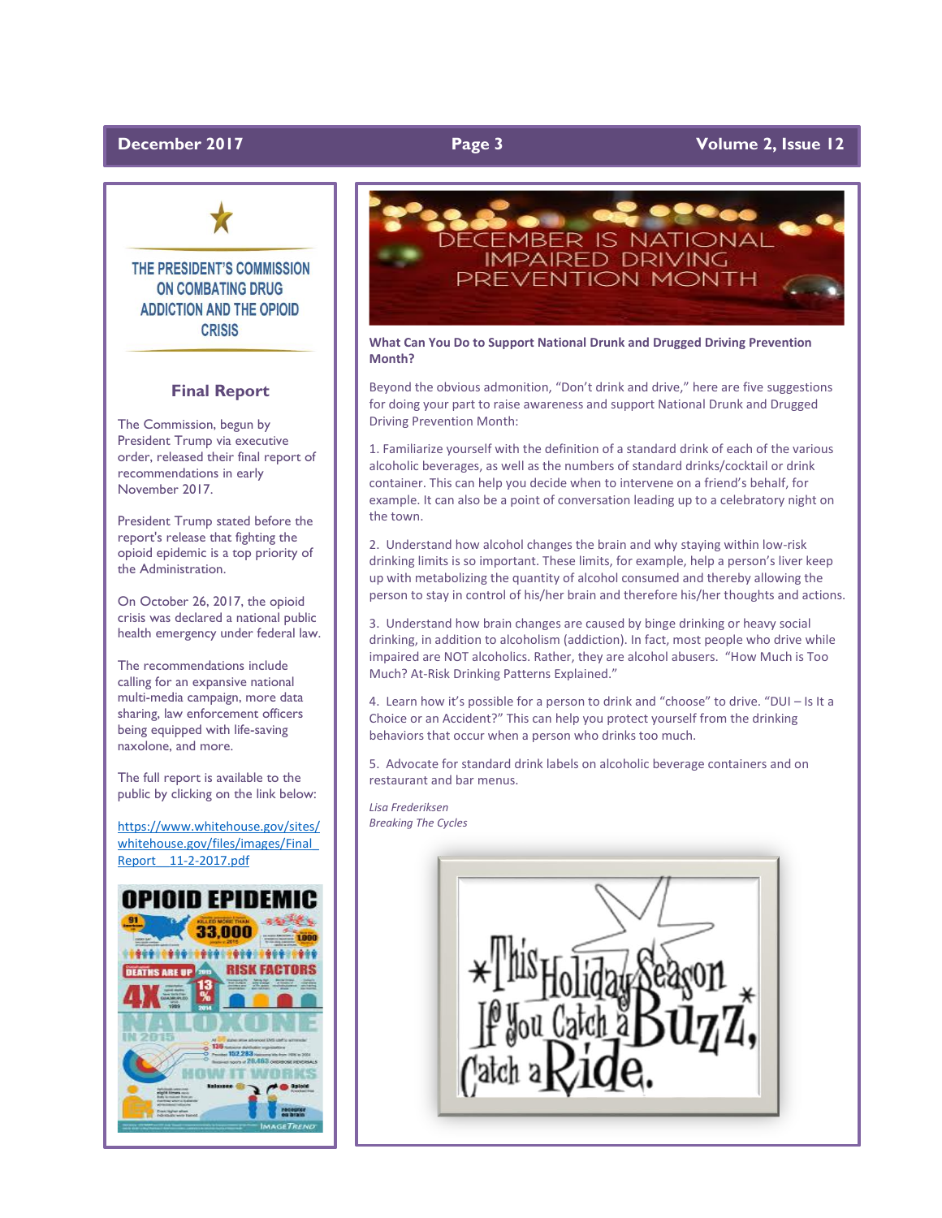## THE PRESIDENT'S COMMISSION ON COMBATING DRUG ADDICTION AND THE OPIOID CRISIS

### Final Report

The Commission, begun by President Trump via executive order, released their final report of recommendations in early November 2017.

President Trump stated before the report's release that fighting the opioid epidemic is a top priority of the Administration.

On October 26, 2017, the opioid crisis was declared a national public health emergency under federal law.

The recommendations include calling for an expansive national multi-media campaign, more data sharing, law enforcement officers being equipped with life-saving naxolone, and more.

The full report is available to the public by clicking on the link below:

https://www.whitehouse.gov/sites/whitehouse.gov/files/images/Final_Report_11-2-2017.pdf

## DECEMBER IS NATIONAL IMPAIRED DRIVING PREVENTION MONTH

**What Can You Do to Support National Drunk and Drugged Driving Prevention Month?**

Beyond the obvious admonition, "Don't drink and drive," here are five suggestions for doing your part to raise awareness and support National Drunk and Drugged Driving Prevention Month:

1. Familiarize yourself with the definition of a standard drink of each of the various alcoholic beverages, as well as the numbers of standard drinks/cocktail or drink container. This can help you decide when to intervene on a friend's behalf, for example. It can also be a point of conversation leading up to a celebratory night on the town.

2. Understand how alcohol changes the brain and why staying within low-risk drinking limits is so important. These limits, for example, help a person's liver keep up with metabolizing the quantity of alcohol consumed and thereby allowing the person to stay in control of his/her brain and therefore his/her thoughts and actions.

3. Understand how brain changes are caused by binge drinking or heavy social drinking, in addition to alcoholism (addiction). In fact, most people who drive while impaired are NOT alcoholics. Rather, they are alcohol abusers. "How Much is Too Much? At-Risk Drinking Patterns Explained."

4. Learn how it's possible for a person to drink and "choose" to drive. "DUI – Is It a Choice or an Accident?" This can help you protect yourself from the drinking behaviors that occur when a person who drinks too much.

5. Advocate for standard drink labels on alcoholic beverage containers and on restaurant and bar menus.

*Lisa Frederiksen*
*Breaking The Cycles*

This Holiday Season If You Catch a Buzz, Catch a Ride.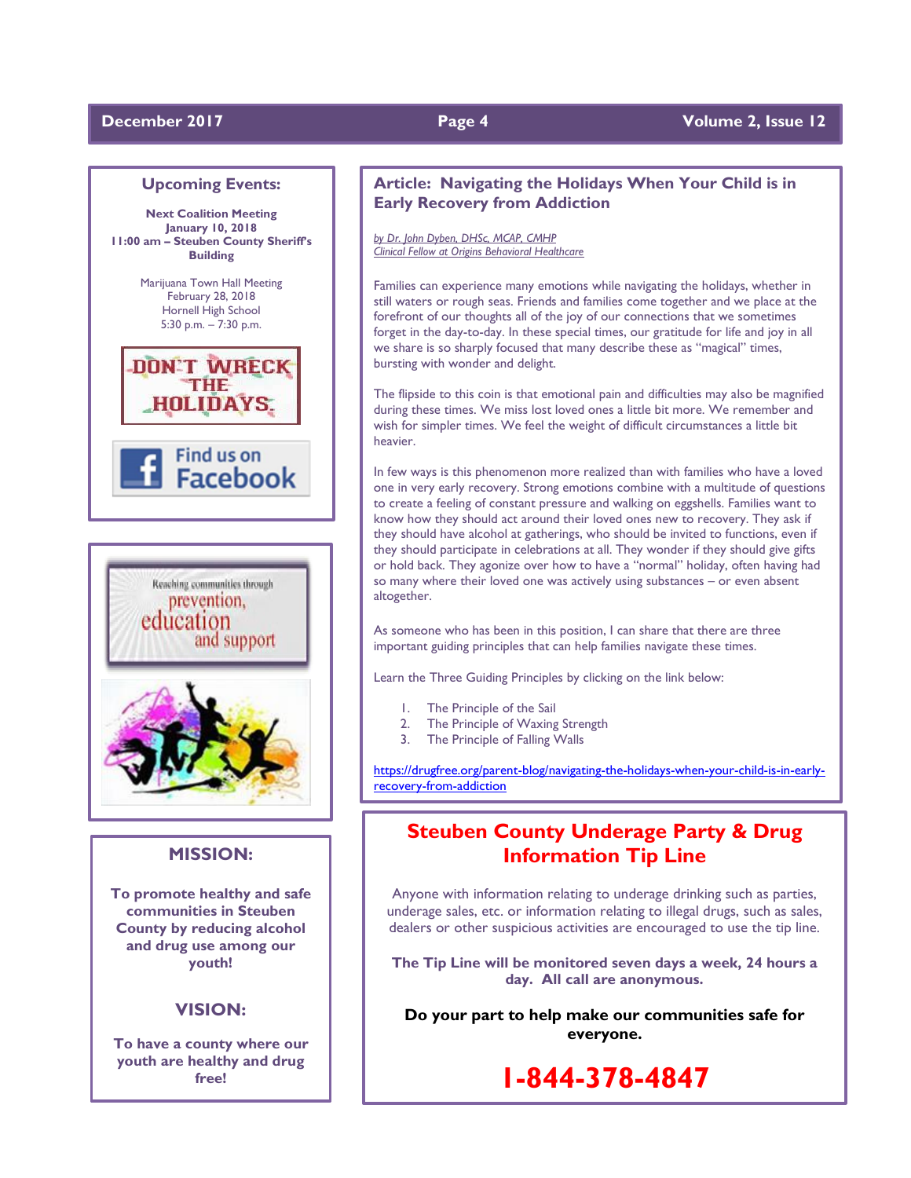## Upcoming Events:

**Next Coalition Meeting**
**January 10, 2018**
**11:00 am – Steuben County Sheriff's Building**

Marijuana Town Hall Meeting
February 28, 2018
Hornell High School
5:30 p.m. – 7:30 p.m.

DON'T WRECK THE HOLIDAYS

Find us on Facebook

Reaching communities through prevention, education and support

## MISSION:

**To promote healthy and safe communities in Steuben County by reducing alcohol and drug use among our youth!**

## VISION:

**To have a county where our youth are healthy and drug free!**

## Article: Navigating the Holidays When Your Child is in Early Recovery from Addiction

*by Dr. John Dyben, DHSc, MCAP, CMHP*
*Clinical Fellow at Origins Behavioral Healthcare*

Families can experience many emotions while navigating the holidays, whether in still waters or rough seas. Friends and families come together and we place at the forefront of our thoughts all of the joy of our connections that we sometimes forget in the day-to-day. In these special times, our gratitude for life and joy in all we share is so sharply focused that many describe these as "magical" times, bursting with wonder and delight.

The flipside to this coin is that emotional pain and difficulties may also be magnified during these times. We miss lost loved ones a little bit more. We remember and wish for simpler times. We feel the weight of difficult circumstances a little bit heavier.

In few ways is this phenomenon more realized than with families who have a loved one in very early recovery. Strong emotions combine with a multitude of questions to create a feeling of constant pressure and walking on eggshells. Families want to know how they should act around their loved ones new to recovery. They ask if they should have alcohol at gatherings, who should be invited to functions, even if they should participate in celebrations at all. They wonder if they should give gifts or hold back. They agonize over how to have a "normal" holiday, often having had so many where their loved one was actively using substances – or even absent altogether.

As someone who has been in this position, I can share that there are three important guiding principles that can help families navigate these times.

Learn the Three Guiding Principles by clicking on the link below:

1. The Principle of the Sail
2. The Principle of Waxing Strength
3. The Principle of Falling Walls

https://drugfree.org/parent-blog/navigating-the-holidays-when-your-child-is-in-early-recovery-from-addiction

## Steuben County Underage Party & Drug Information Tip Line

Anyone with information relating to underage drinking such as parties, underage sales, etc. or information relating to illegal drugs, such as sales, dealers or other suspicious activities are encouraged to use the tip line.

**The Tip Line will be monitored seven days a week, 24 hours a day. All call are anonymous.**

**Do your part to help make our communities safe for everyone.**

# 1-844-378-4847